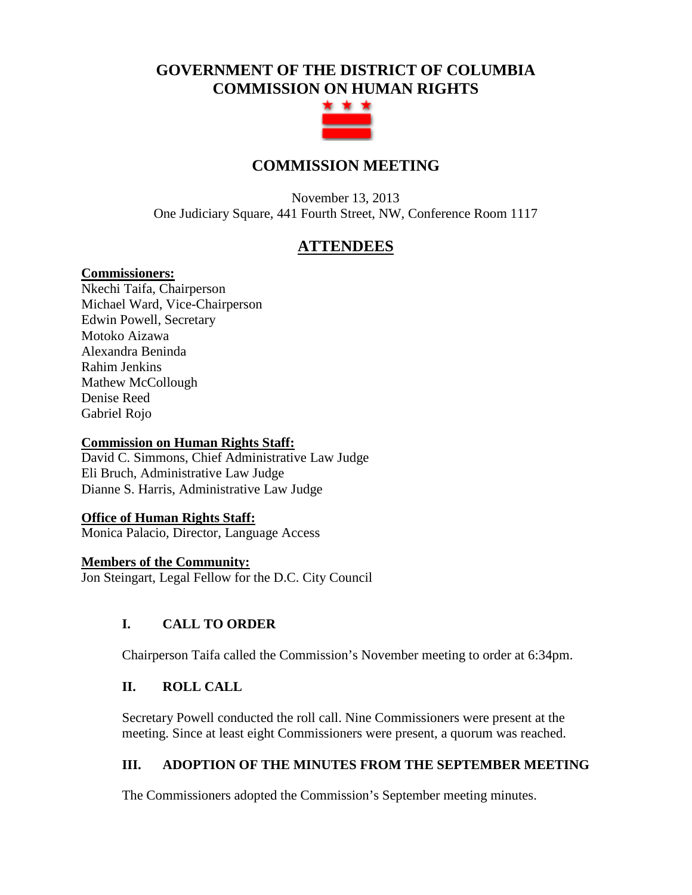# GOVERNMENT OF THE DISTRICT OF COLUMBIA COMMISSION ON HUMAN RIGHTS

## COMMISSION MEETING

November 13, 2013
One Judiciary Square, 441 Fourth Street, NW, Conference Room 1117

## ATTENDEES

**Commissioners:**
Nkechi Taifa, Chairperson
Michael Ward, Vice-Chairperson
Edwin Powell, Secretary
Motoko Aizawa
Alexandra Beninda
Rahim Jenkins
Mathew McCollough
Denise Reed
Gabriel Rojo

**Commission on Human Rights Staff:**
David C. Simmons, Chief Administrative Law Judge
Eli Bruch, Administrative Law Judge
Dianne S. Harris, Administrative Law Judge

**Office of Human Rights Staff:**
Monica Palacio, Director, Language Access

**Members of the Community:**
Jon Steingart, Legal Fellow for the D.C. City Council

### I. CALL TO ORDER

Chairperson Taifa called the Commission's November meeting to order at 6:34pm.

### II. ROLL CALL

Secretary Powell conducted the roll call. Nine Commissioners were present at the meeting. Since at least eight Commissioners were present, a quorum was reached.

### III. ADOPTION OF THE MINUTES FROM THE SEPTEMBER MEETING

The Commissioners adopted the Commission's September meeting minutes.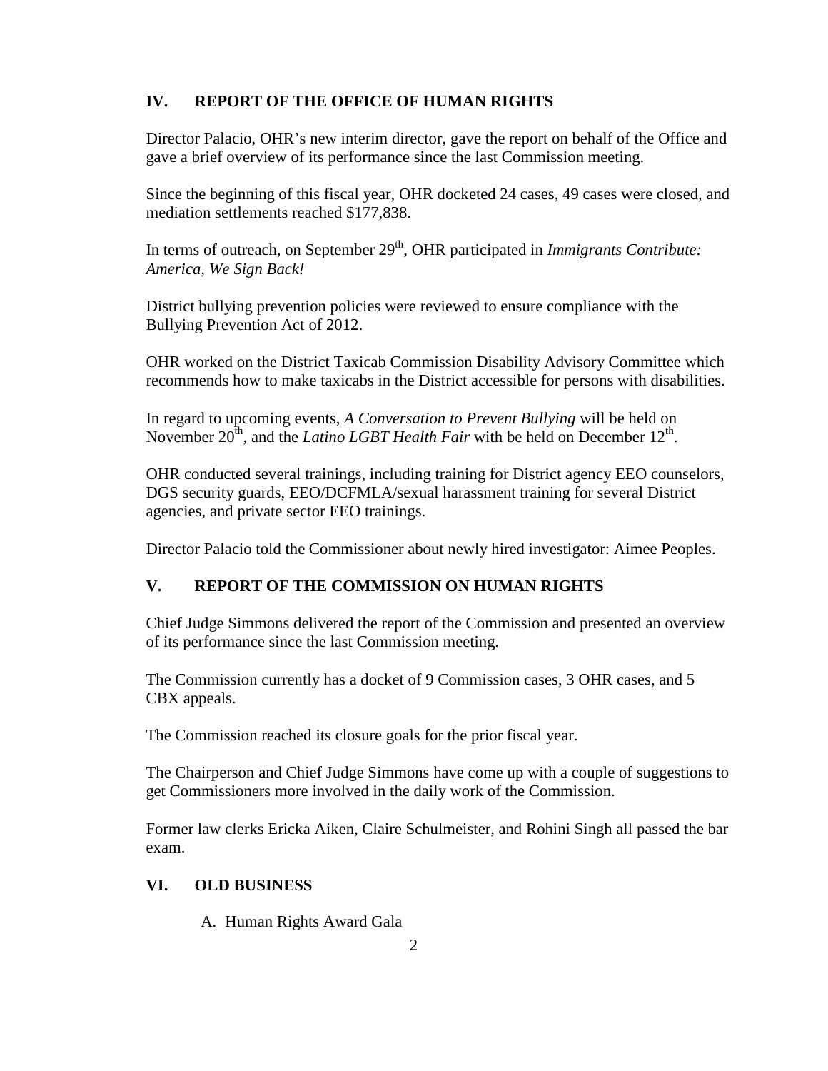## IV. REPORT OF THE OFFICE OF HUMAN RIGHTS

Director Palacio, OHR's new interim director, gave the report on behalf of the Office and gave a brief overview of its performance since the last Commission meeting.

Since the beginning of this fiscal year, OHR docketed 24 cases, 49 cases were closed, and mediation settlements reached $177,838.

In terms of outreach, on September 29th, OHR participated in *Immigrants Contribute: America, We Sign Back!*

District bullying prevention policies were reviewed to ensure compliance with the Bullying Prevention Act of 2012.

OHR worked on the District Taxicab Commission Disability Advisory Committee which recommends how to make taxicabs in the District accessible for persons with disabilities.

In regard to upcoming events, *A Conversation to Prevent Bullying* will be held on November 20th, and the *Latino LGBT Health Fair* with be held on December 12th.

OHR conducted several trainings, including training for District agency EEO counselors, DGS security guards, EEO/DCFMLA/sexual harassment training for several District agencies, and private sector EEO trainings.

Director Palacio told the Commissioner about newly hired investigator: Aimee Peoples.

## V. REPORT OF THE COMMISSION ON HUMAN RIGHTS

Chief Judge Simmons delivered the report of the Commission and presented an overview of its performance since the last Commission meeting.

The Commission currently has a docket of 9 Commission cases, 3 OHR cases, and 5 CBX appeals.

The Commission reached its closure goals for the prior fiscal year.

The Chairperson and Chief Judge Simmons have come up with a couple of suggestions to get Commissioners more involved in the daily work of the Commission.

Former law clerks Ericka Aiken, Claire Schulmeister, and Rohini Singh all passed the bar exam.

## VI. OLD BUSINESS

A. Human Rights Award Gala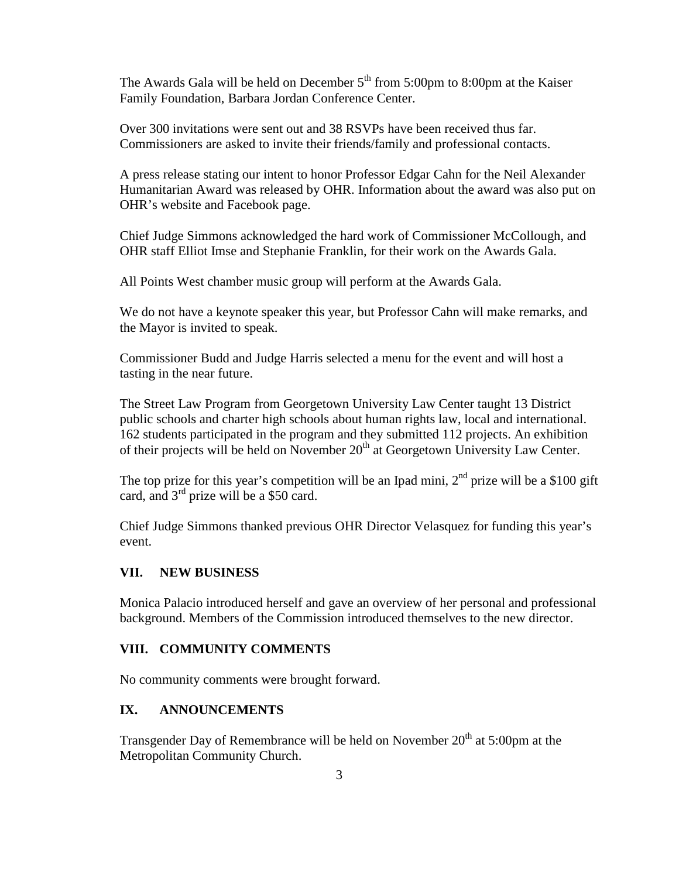The Awards Gala will be held on December 5th from 5:00pm to 8:00pm at the Kaiser Family Foundation, Barbara Jordan Conference Center.

Over 300 invitations were sent out and 38 RSVPs have been received thus far. Commissioners are asked to invite their friends/family and professional contacts.

A press release stating our intent to honor Professor Edgar Cahn for the Neil Alexander Humanitarian Award was released by OHR. Information about the award was also put on OHR's website and Facebook page.

Chief Judge Simmons acknowledged the hard work of Commissioner McCollough, and OHR staff Elliot Imse and Stephanie Franklin, for their work on the Awards Gala.

All Points West chamber music group will perform at the Awards Gala.

We do not have a keynote speaker this year, but Professor Cahn will make remarks, and the Mayor is invited to speak.

Commissioner Budd and Judge Harris selected a menu for the event and will host a tasting in the near future.

The Street Law Program from Georgetown University Law Center taught 13 District public schools and charter high schools about human rights law, local and international. 162 students participated in the program and they submitted 112 projects. An exhibition of their projects will be held on November 20th at Georgetown University Law Center.

The top prize for this year's competition will be an Ipad mini, 2nd prize will be a $100 gift card, and 3rd prize will be a $50 card.

Chief Judge Simmons thanked previous OHR Director Velasquez for funding this year's event.

## VII. NEW BUSINESS

Monica Palacio introduced herself and gave an overview of her personal and professional background. Members of the Commission introduced themselves to the new director.

## VIII. COMMUNITY COMMENTS

No community comments were brought forward.

## IX. ANNOUNCEMENTS

Transgender Day of Remembrance will be held on November 20th at 5:00pm at the Metropolitan Community Church.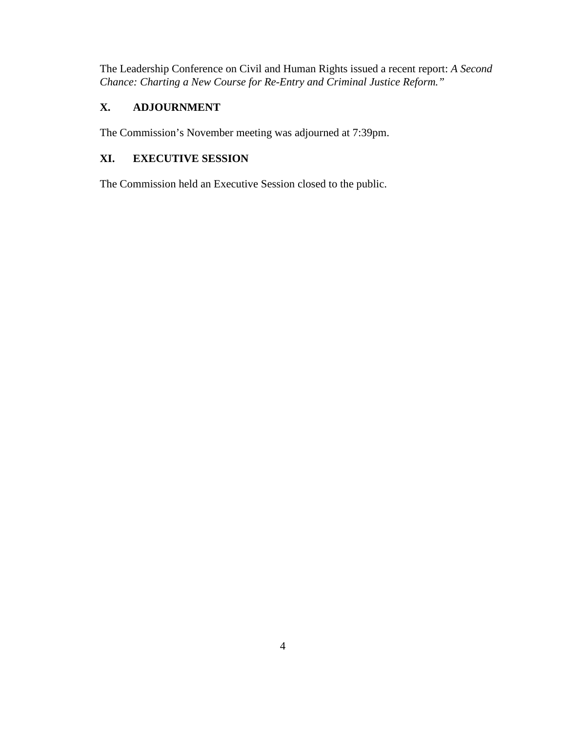The Leadership Conference on Civil and Human Rights issued a recent report: *A Second Chance: Charting a New Course for Re-Entry and Criminal Justice Reform."*

## X. ADJOURNMENT

The Commission's November meeting was adjourned at 7:39pm.

## XI. EXECUTIVE SESSION

The Commission held an Executive Session closed to the public.